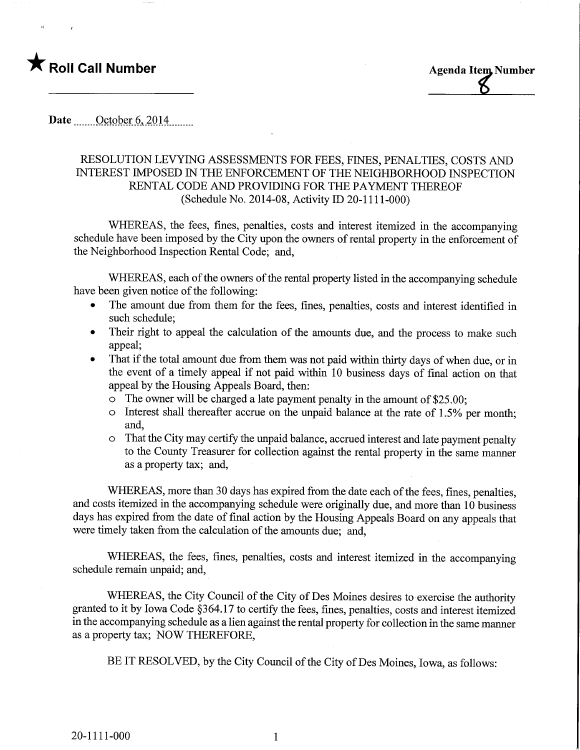★ **Roll Call Number**

**Agenda Item Number**
8

**Date** October 6, 2014

RESOLUTION LEVYING ASSESSMENTS FOR FEES, FINES, PENALTIES, COSTS AND INTEREST IMPOSED IN THE ENFORCEMENT OF THE NEIGHBORHOOD INSPECTION RENTAL CODE AND PROVIDING FOR THE PAYMENT THEREOF (Schedule No. 2014-08, Activity ID 20-1111-000)

WHEREAS, the fees, fines, penalties, costs and interest itemized in the accompanying schedule have been imposed by the City upon the owners of rental property in the enforcement of the Neighborhood Inspection Rental Code; and,

WHEREAS, each of the owners of the rental property listed in the accompanying schedule have been given notice of the following:

- The amount due from them for the fees, fines, penalties, costs and interest identified in such schedule;
- Their right to appeal the calculation of the amounts due, and the process to make such appeal;
- That if the total amount due from them was not paid within thirty days of when due, or in the event of a timely appeal if not paid within 10 business days of final action on that appeal by the Housing Appeals Board, then:
  - The owner will be charged a late payment penalty in the amount of $25.00;
  - Interest shall thereafter accrue on the unpaid balance at the rate of 1.5% per month; and,
  - That the City may certify the unpaid balance, accrued interest and late payment penalty to the County Treasurer for collection against the rental property in the same manner as a property tax; and,

WHEREAS, more than 30 days has expired from the date each of the fees, fines, penalties, and costs itemized in the accompanying schedule were originally due, and more than 10 business days has expired from the date of final action by the Housing Appeals Board on any appeals that were timely taken from the calculation of the amounts due; and,

WHEREAS, the fees, fines, penalties, costs and interest itemized in the accompanying schedule remain unpaid; and,

WHEREAS, the City Council of the City of Des Moines desires to exercise the authority granted to it by Iowa Code §364.17 to certify the fees, fines, penalties, costs and interest itemized in the accompanying schedule as a lien against the rental property for collection in the same manner as a property tax; NOW THEREFORE,

BE IT RESOLVED, by the City Council of the City of Des Moines, Iowa, as follows:

20-1111-000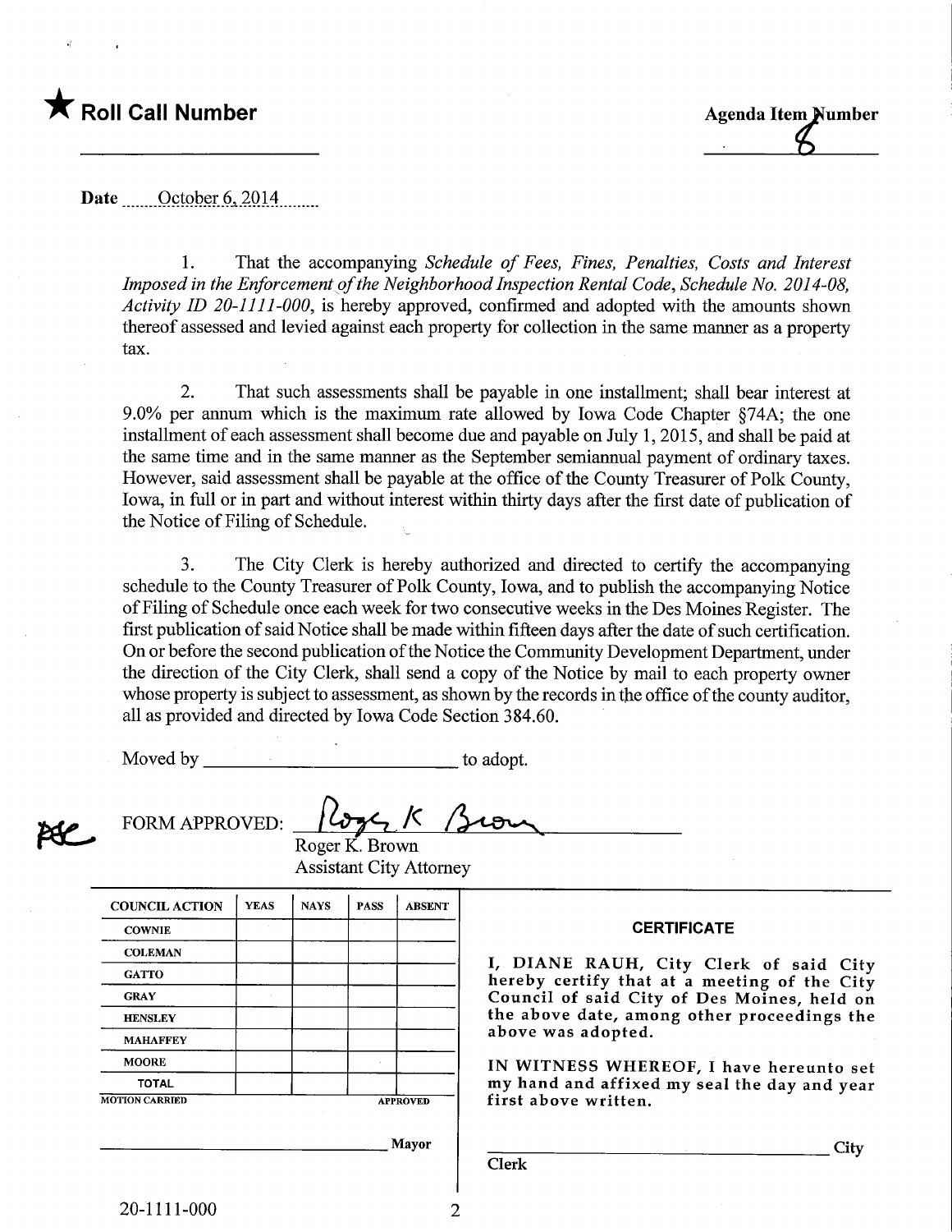★ **Roll Call Number**

**Agenda Item Number**
8

**Date** October 6, 2014

1. That the accompanying *Schedule of Fees, Fines, Penalties, Costs and Interest Imposed in the Enforcement of the Neighborhood Inspection Rental Code, Schedule No. 2014-08, Activity ID 20-1111-000*, is hereby approved, confirmed and adopted with the amounts shown thereof assessed and levied against each property for collection in the same manner as a property tax.

2. That such assessments shall be payable in one installment; shall bear interest at 9.0% per annum which is the maximum rate allowed by Iowa Code Chapter §74A; the one installment of each assessment shall become due and payable on July 1, 2015, and shall be paid at the same time and in the same manner as the September semiannual payment of ordinary taxes. However, said assessment shall be payable at the office of the County Treasurer of Polk County, Iowa, in full or in part and without interest within thirty days after the first date of publication of the Notice of Filing of Schedule.

3. The City Clerk is hereby authorized and directed to certify the accompanying schedule to the County Treasurer of Polk County, Iowa, and to publish the accompanying Notice of Filing of Schedule once each week for two consecutive weeks in the Des Moines Register. The first publication of said Notice shall be made within fifteen days after the date of such certification. On or before the second publication of the Notice the Community Development Department, under the direction of the City Clerk, shall send a copy of the Notice by mail to each property owner whose property is subject to assessment, as shown by the records in the office of the county auditor, all as provided and directed by Iowa Code Section 384.60.

Moved by __________________________ to adopt.

FORM APPROVED: Roger K. Brown
Roger K. Brown
Assistant City Attorney

| COUNCIL ACTION | YEAS | NAYS | PASS | ABSENT |
|---|---|---|---|---|
| COWNIE | | | | |
| COLEMAN | | | | |
| GATTO | | | | |
| GRAY | | | | |
| HENSLEY | | | | |
| MAHAFFEY | | | | |
| MOORE | | | | |
| TOTAL | | | | |

MOTION CARRIED　　　　APPROVED

__________________________ Mayor

**CERTIFICATE**

I, DIANE RAUH, City Clerk of said City hereby certify that at a meeting of the City Council of said City of Des Moines, held on the above date, among other proceedings the above was adopted.

IN WITNESS WHEREOF, I have hereunto set my hand and affixed my seal the day and year first above written.

__________________________ City Clerk

20-1111-000